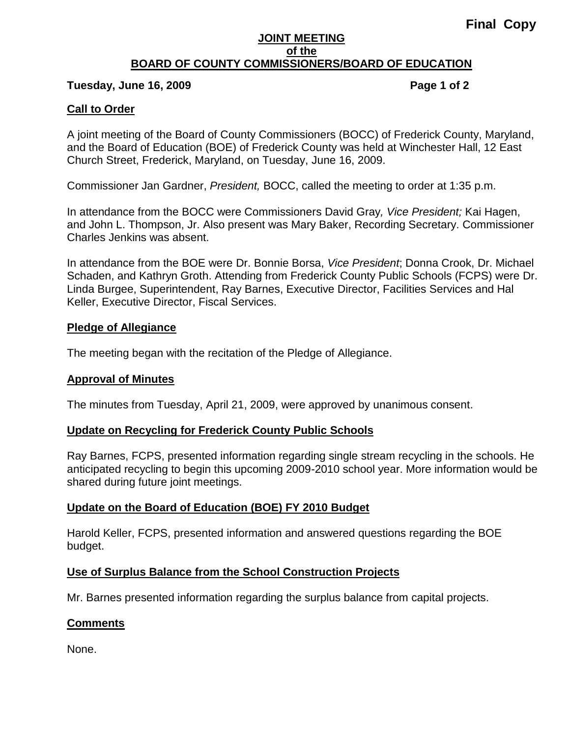**Final Copy**

# JOINT MEETING
# of the
# BOARD OF COUNTY COMMISSIONERS/BOARD OF EDUCATION

**Tuesday, June 16, 2009**

## Call to Order

A joint meeting of the Board of County Commissioners (BOCC) of Frederick County, Maryland, and the Board of Education (BOE) of Frederick County was held at Winchester Hall, 12 East Church Street, Frederick, Maryland, on Tuesday, June 16, 2009.

Commissioner Jan Gardner, *President,* BOCC, called the meeting to order at 1:35 p.m.

In attendance from the BOCC were Commissioners David Gray*, Vice President;* Kai Hagen, and John L. Thompson, Jr. Also present was Mary Baker, Recording Secretary. Commissioner Charles Jenkins was absent.

In attendance from the BOE were Dr. Bonnie Borsa, *Vice President*; Donna Crook, Dr. Michael Schaden, and Kathryn Groth. Attending from Frederick County Public Schools (FCPS) were Dr. Linda Burgee, Superintendent, Ray Barnes, Executive Director, Facilities Services and Hal Keller, Executive Director, Fiscal Services.

## Pledge of Allegiance

The meeting began with the recitation of the Pledge of Allegiance.

## Approval of Minutes

The minutes from Tuesday, April 21, 2009, were approved by unanimous consent.

## Update on Recycling for Frederick County Public Schools

Ray Barnes, FCPS, presented information regarding single stream recycling in the schools. He anticipated recycling to begin this upcoming 2009-2010 school year. More information would be shared during future joint meetings.

## Update on the Board of Education (BOE) FY 2010 Budget

Harold Keller, FCPS, presented information and answered questions regarding the BOE budget.

## Use of Surplus Balance from the School Construction Projects

Mr. Barnes presented information regarding the surplus balance from capital projects.

## Comments

None.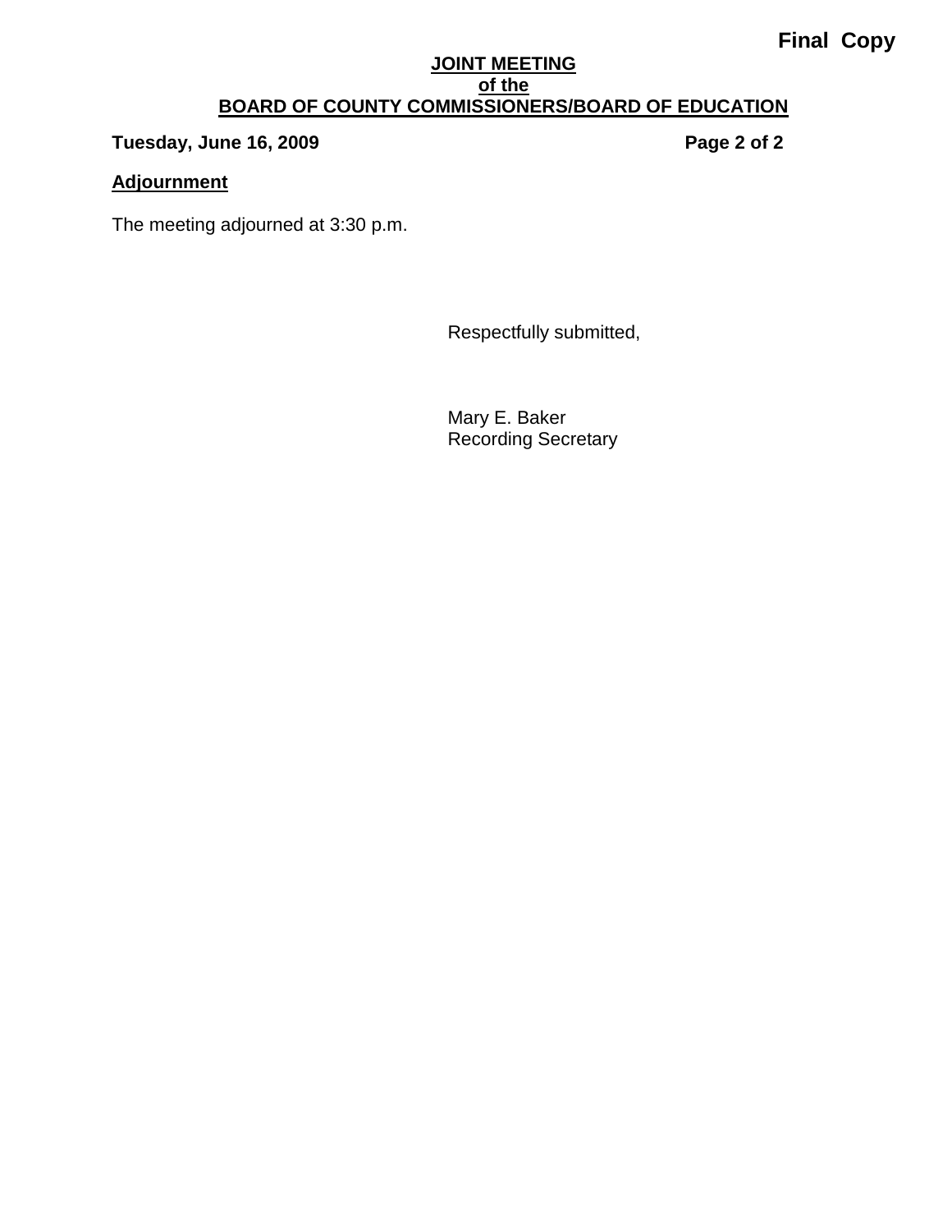## Adjournment

The meeting adjourned at 3:30 p.m.

Respectfully submitted,

Mary E. Baker
Recording Secretary